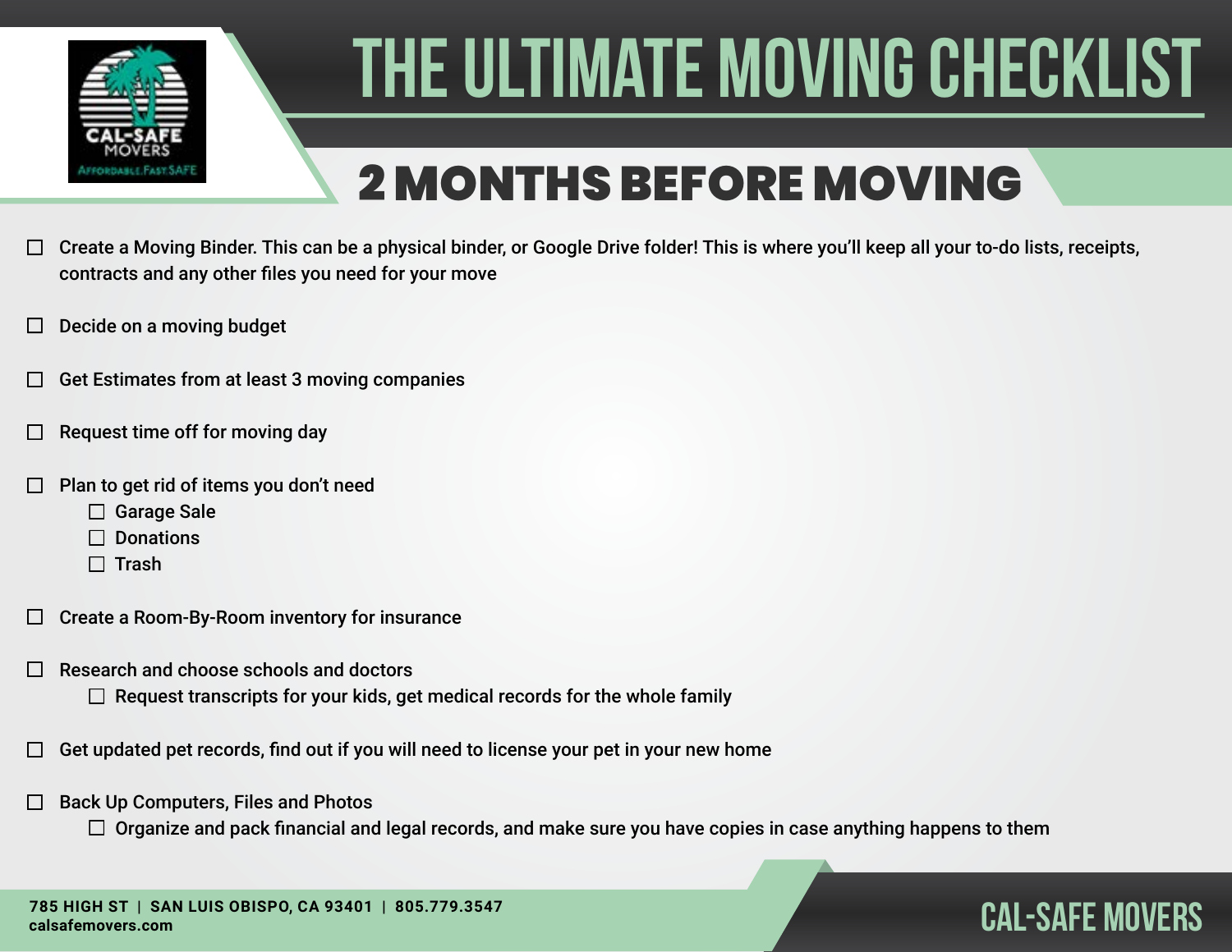# THE ULTIMATE MOVING CHECKLIST

## 2 MONTHS BEFORE MOVING

- [ ] Create a Moving Binder. This can be a physical binder, or Google Drive folder! This is where you'll keep all your to-do lists, receipts, contracts and any other files you need for your move
- [ ] Decide on a moving budget
- [ ] Get Estimates from at least 3 moving companies
- [ ] Request time off for moving day
- [ ] Plan to get rid of items you don't need
    - [ ] Garage Sale
    - [ ] Donations
    - [ ] Trash
- [ ] Create a Room-By-Room inventory for insurance
- [ ] Research and choose schools and doctors
    - [ ] Request transcripts for your kids, get medical records for the whole family
- [ ] Get updated pet records, find out if you will need to license your pet in your new home
- [ ] Back Up Computers, Files and Photos
    - [ ] Organize and pack financial and legal records, and make sure you have copies in case anything happens to them

**785 HIGH ST | SAN LUIS OBISPO, CA 93401 | 805.779.3547**
**calsafemovers.com**

CAL-SAFE MOVERS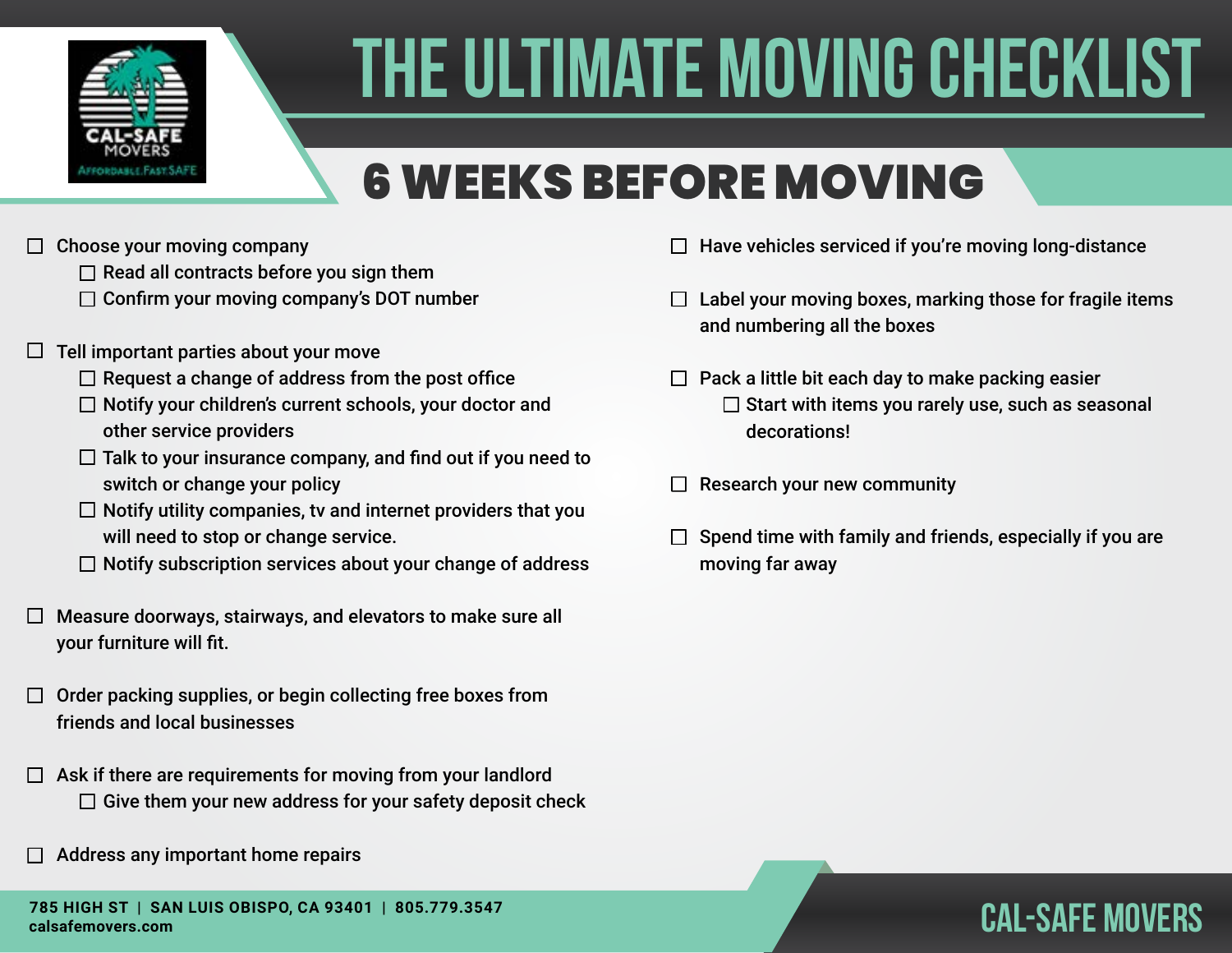# THE ULTIMATE MOVING CHECKLIST

## 6 WEEKS BEFORE MOVING

- ☐ Choose your moving company
  - ☐ Read all contracts before you sign them
  - ☐ Confirm your moving company's DOT number
- ☐ Tell important parties about your move
  - ☐ Request a change of address from the post office
  - ☐ Notify your children's current schools, your doctor and other service providers
  - ☐ Talk to your insurance company, and find out if you need to switch or change your policy
  - ☐ Notify utility companies, tv and internet providers that you will need to stop or change service.
  - ☐ Notify subscription services about your change of address
- ☐ Measure doorways, stairways, and elevators to make sure all your furniture will fit.
- ☐ Order packing supplies, or begin collecting free boxes from friends and local businesses
- ☐ Ask if there are requirements for moving from your landlord
  - ☐ Give them your new address for your safety deposit check
- ☐ Address any important home repairs
- ☐ Have vehicles serviced if you're moving long-distance
- ☐ Label your moving boxes, marking those for fragile items and numbering all the boxes
- ☐ Pack a little bit each day to make packing easier
  - ☐ Start with items you rarely use, such as seasonal decorations!
- ☐ Research your new community
- ☐ Spend time with family and friends, especially if you are moving far away

785 HIGH ST | SAN LUIS OBISPO, CA 93401 | 805.779.3547
calsafemovers.com

CAL-SAFE MOVERS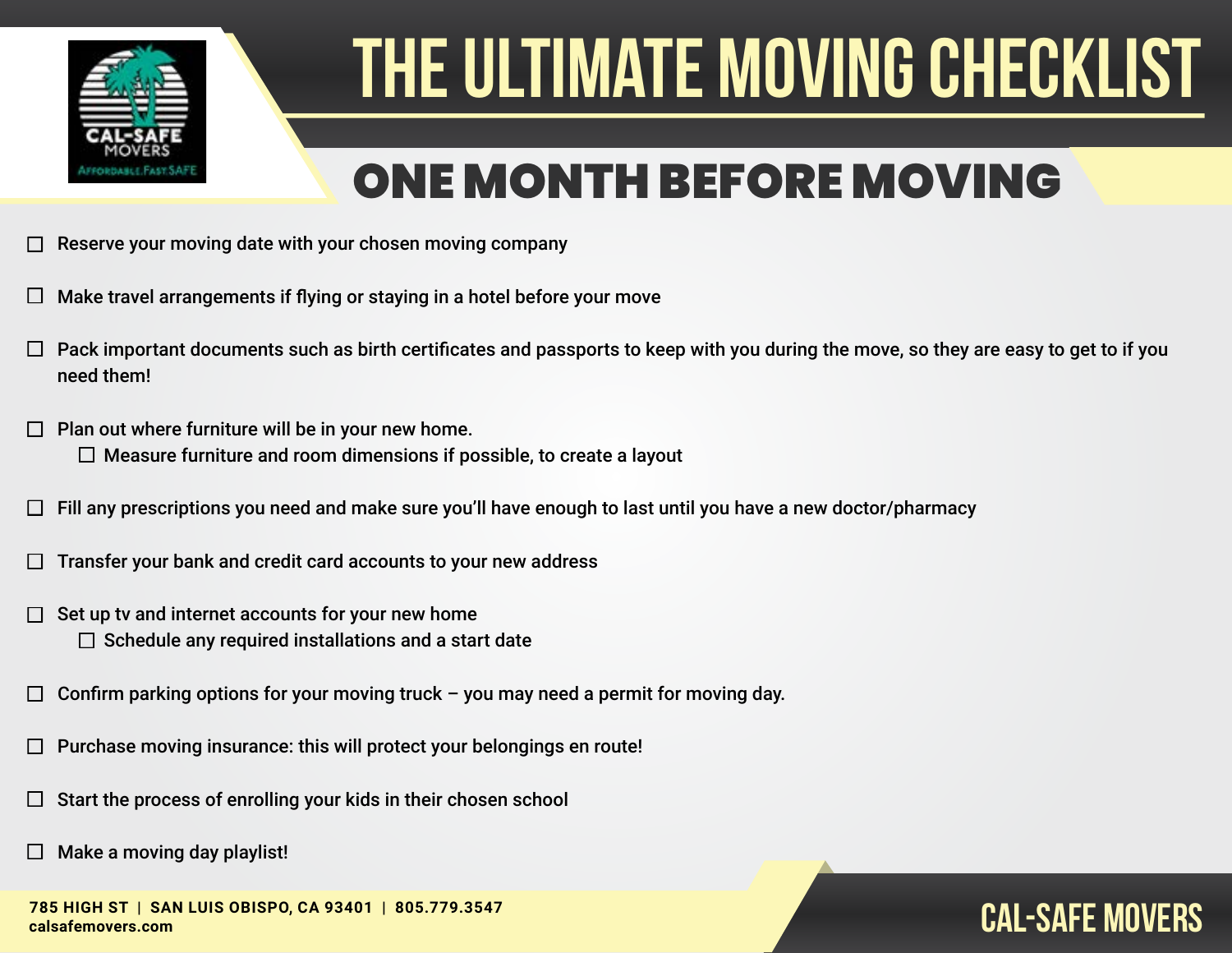# THE ULTIMATE MOVING CHECKLIST

## ONE MONTH BEFORE MOVING

- [ ] Reserve your moving date with your chosen moving company
- [ ] Make travel arrangements if flying or staying in a hotel before your move
- [ ] Pack important documents such as birth certificates and passports to keep with you during the move, so they are easy to get to if you need them!
- [ ] Plan out where furniture will be in your new home.
    - [ ] Measure furniture and room dimensions if possible, to create a layout
- [ ] Fill any prescriptions you need and make sure you'll have enough to last until you have a new doctor/pharmacy
- [ ] Transfer your bank and credit card accounts to your new address
- [ ] Set up tv and internet accounts for your new home
    - [ ] Schedule any required installations and a start date
- [ ] Confirm parking options for your moving truck – you may need a permit for moving day.
- [ ] Purchase moving insurance: this will protect your belongings en route!
- [ ] Start the process of enrolling your kids in their chosen school
- [ ] Make a moving day playlist!

**785 HIGH ST | SAN LUIS OBISPO, CA 93401 | 805.779.3547**
**calsafemovers.com**

CAL-SAFE MOVERS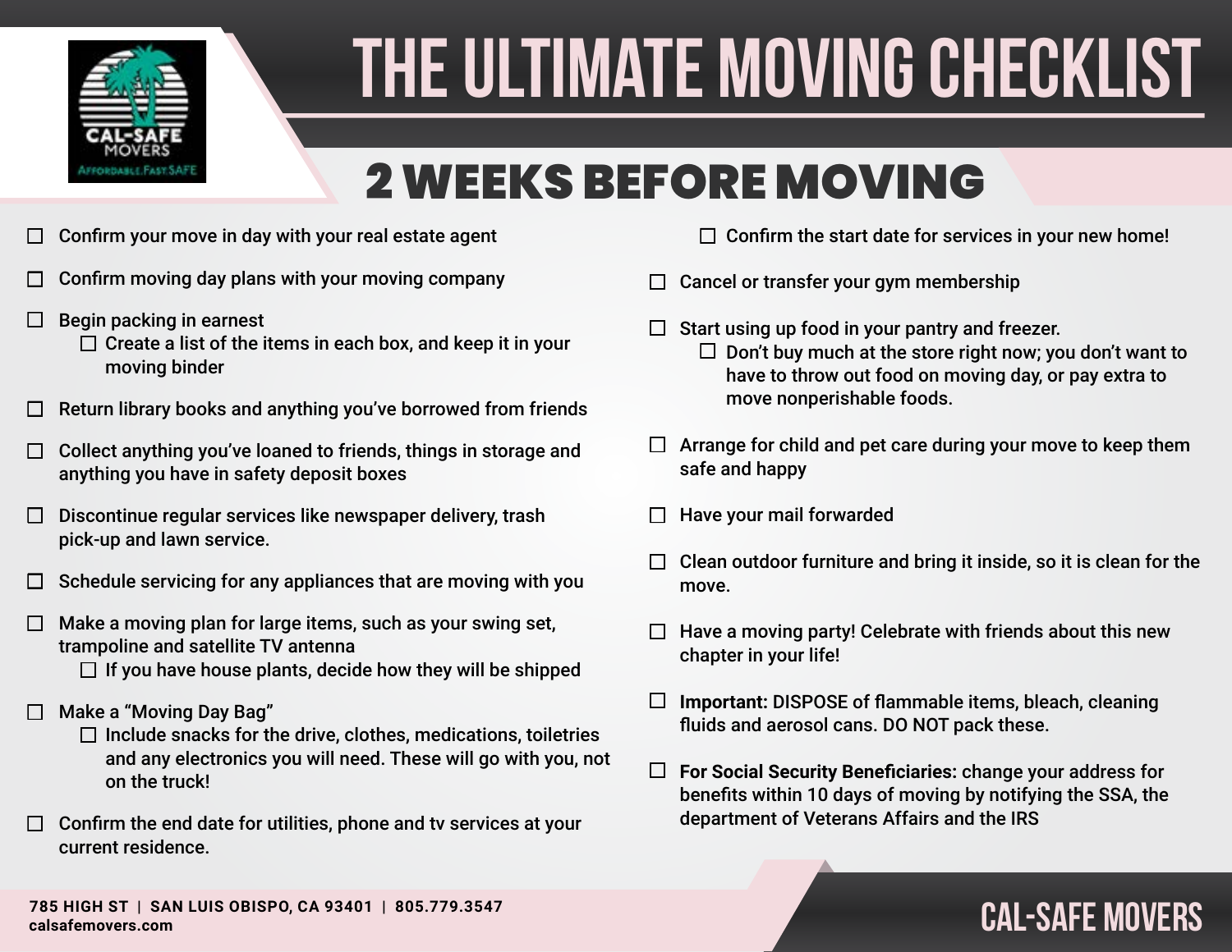# THE ULTIMATE MOVING CHECKLIST

## 2 WEEKS BEFORE MOVING

- ☐ Confirm your move in day with your real estate agent
- ☐ Confirm moving day plans with your moving company
- ☐ Begin packing in earnest
  - ☐ Create a list of the items in each box, and keep it in your moving binder
- ☐ Return library books and anything you've borrowed from friends
- ☐ Collect anything you've loaned to friends, things in storage and anything you have in safety deposit boxes
- ☐ Discontinue regular services like newspaper delivery, trash pick-up and lawn service.
- ☐ Schedule servicing for any appliances that are moving with you
- ☐ Make a moving plan for large items, such as your swing set, trampoline and satellite TV antenna
  - ☐ If you have house plants, decide how they will be shipped
- ☐ Make a "Moving Day Bag"
  - ☐ Include snacks for the drive, clothes, medications, toiletries and any electronics you will need. These will go with you, not on the truck!
- ☐ Confirm the end date for utilities, phone and tv services at your current residence.
  - ☐ Confirm the start date for services in your new home!
- ☐ Cancel or transfer your gym membership
- ☐ Start using up food in your pantry and freezer.
  - ☐ Don't buy much at the store right now; you don't want to have to throw out food on moving day, or pay extra to move nonperishable foods.
- ☐ Arrange for child and pet care during your move to keep them safe and happy
- ☐ Have your mail forwarded
- ☐ Clean outdoor furniture and bring it inside, so it is clean for the move.
- ☐ Have a moving party! Celebrate with friends about this new chapter in your life!
- ☐ **Important:** DISPOSE of flammable items, bleach, cleaning fluids and aerosol cans. DO NOT pack these.
- ☐ **For Social Security Beneficiaries:** change your address for benefits within 10 days of moving by notifying the SSA, the department of Veterans Affairs and the IRS

785 HIGH ST | SAN LUIS OBISPO, CA 93401 | 805.779.3547
calsafemovers.com

CAL-SAFE MOVERS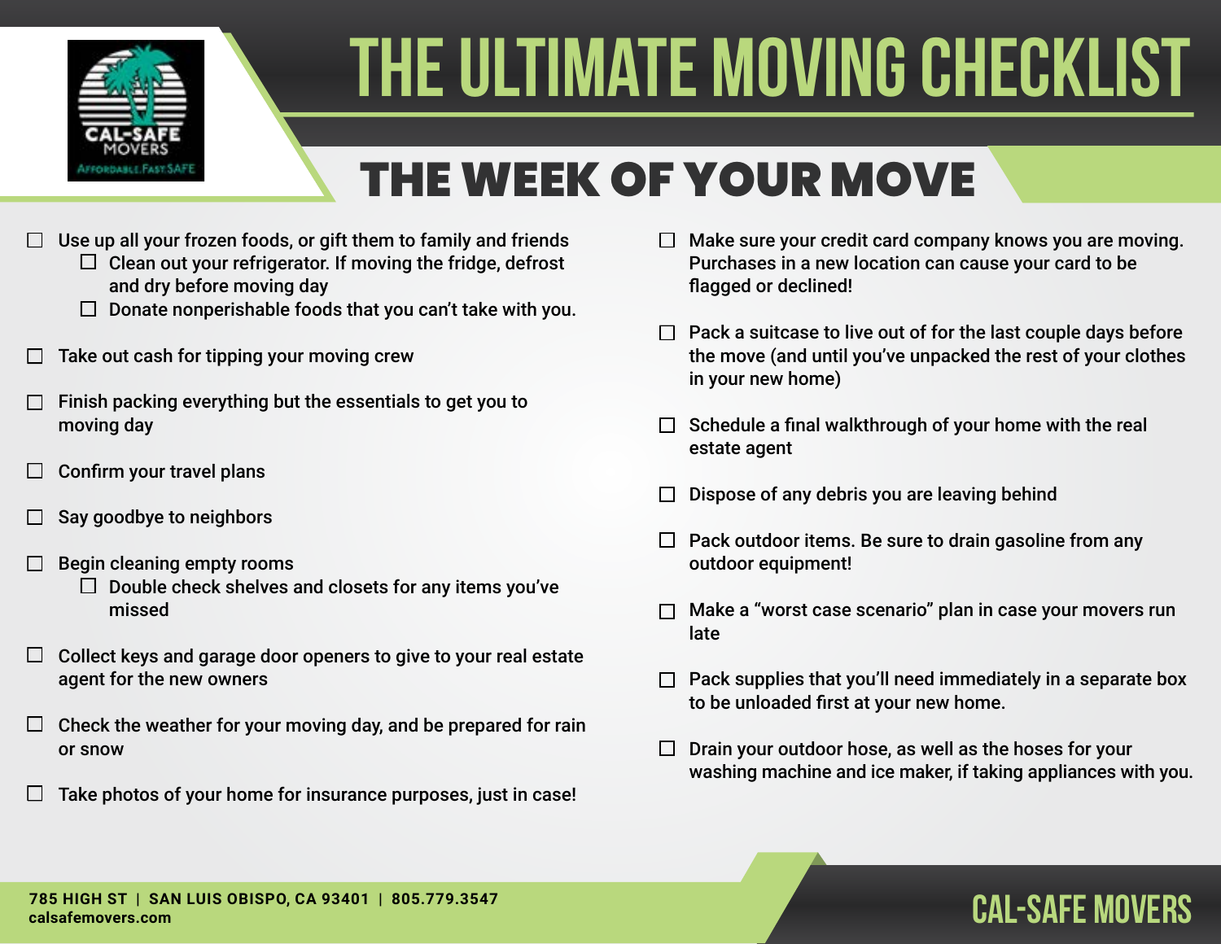# THE ULTIMATE MOVING CHECKLIST

## THE WEEK OF YOUR MOVE

- ☐ Use up all your frozen foods, or gift them to family and friends
  - ☐ Clean out your refrigerator. If moving the fridge, defrost and dry before moving day
  - ☐ Donate nonperishable foods that you can't take with you.
- ☐ Take out cash for tipping your moving crew
- ☐ Finish packing everything but the essentials to get you to moving day
- ☐ Confirm your travel plans
- ☐ Say goodbye to neighbors
- ☐ Begin cleaning empty rooms
  - ☐ Double check shelves and closets for any items you've missed
- ☐ Collect keys and garage door openers to give to your real estate agent for the new owners
- ☐ Check the weather for your moving day, and be prepared for rain or snow
- ☐ Take photos of your home for insurance purposes, just in case!
- ☐ Make sure your credit card company knows you are moving. Purchases in a new location can cause your card to be flagged or declined!
- ☐ Pack a suitcase to live out of for the last couple days before the move (and until you've unpacked the rest of your clothes in your new home)
- ☐ Schedule a final walkthrough of your home with the real estate agent
- ☐ Dispose of any debris you are leaving behind
- ☐ Pack outdoor items. Be sure to drain gasoline from any outdoor equipment!
- ☐ Make a "worst case scenario" plan in case your movers run late
- ☐ Pack supplies that you'll need immediately in a separate box to be unloaded first at your new home.
- ☐ Drain your outdoor hose, as well as the hoses for your washing machine and ice maker, if taking appliances with you.

**785 HIGH ST | SAN LUIS OBISPO, CA 93401 | 805.779.3547**
**calsafemovers.com**

**CAL-SAFE MOVERS**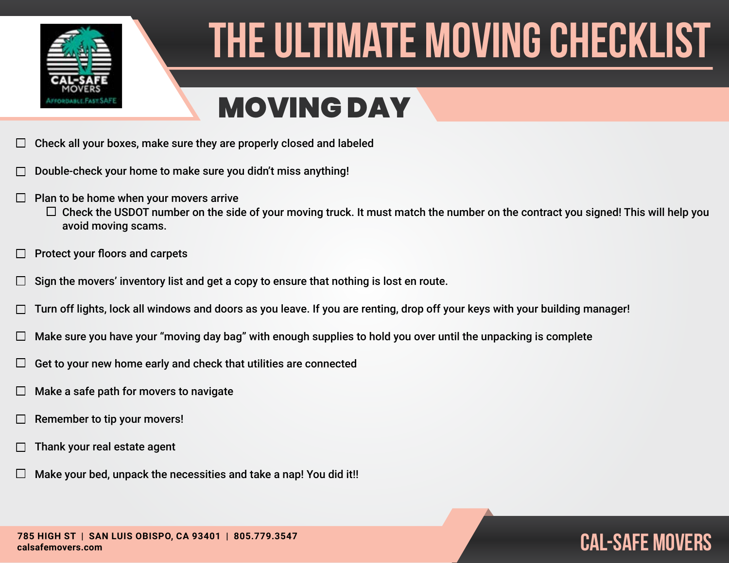# THE ULTIMATE MOVING CHECKLIST

## MOVING DAY

- ☐ Check all your boxes, make sure they are properly closed and labeled
- ☐ Double-check your home to make sure you didn't miss anything!
- ☐ Plan to be home when your movers arrive
  - ☐ Check the USDOT number on the side of your moving truck. It must match the number on the contract you signed! This will help you avoid moving scams.
- ☐ Protect your floors and carpets
- ☐ Sign the movers' inventory list and get a copy to ensure that nothing is lost en route.
- ☐ Turn off lights, lock all windows and doors as you leave. If you are renting, drop off your keys with your building manager!
- ☐ Make sure you have your "moving day bag" with enough supplies to hold you over until the unpacking is complete
- ☐ Get to your new home early and check that utilities are connected
- ☐ Make a safe path for movers to navigate
- ☐ Remember to tip your movers!
- ☐ Thank your real estate agent
- ☐ Make your bed, unpack the necessities and take a nap! You did it!!

785 HIGH ST | SAN LUIS OBISPO, CA 93401 | 805.779.3547
calsafemovers.com

CAL-SAFE MOVERS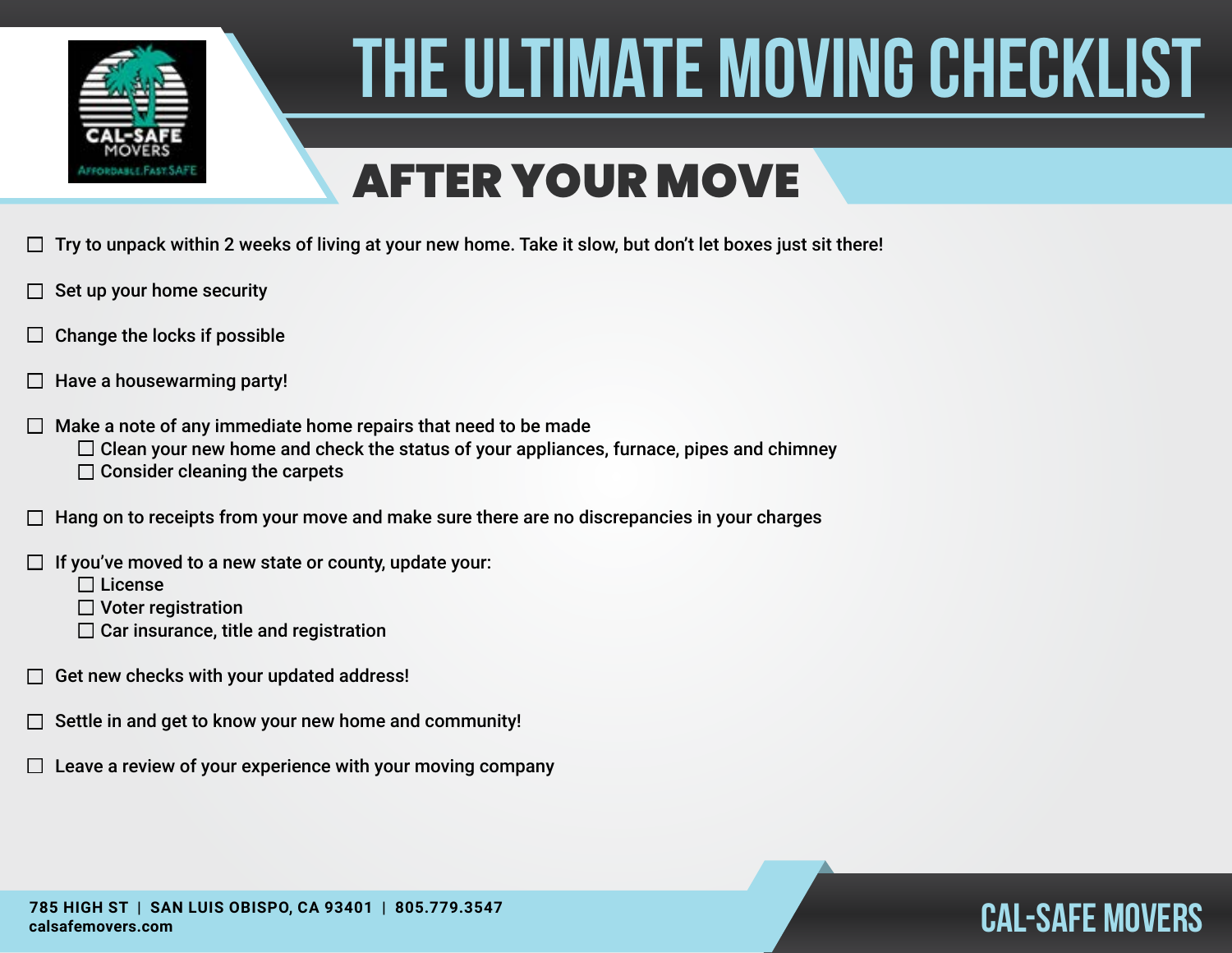# THE ULTIMATE MOVING CHECKLIST

## AFTER YOUR MOVE

- ☐ Try to unpack within 2 weeks of living at your new home. Take it slow, but don't let boxes just sit there!
- ☐ Set up your home security
- ☐ Change the locks if possible
- ☐ Have a housewarming party!
- ☐ Make a note of any immediate home repairs that need to be made
  - ☐ Clean your new home and check the status of your appliances, furnace, pipes and chimney
  - ☐ Consider cleaning the carpets
- ☐ Hang on to receipts from your move and make sure there are no discrepancies in your charges
- ☐ If you've moved to a new state or county, update your:
  - ☐ License
  - ☐ Voter registration
  - ☐ Car insurance, title and registration
- ☐ Get new checks with your updated address!
- ☐ Settle in and get to know your new home and community!
- ☐ Leave a review of your experience with your moving company

**785 HIGH ST | SAN LUIS OBISPO, CA 93401 | 805.779.3547**
**calsafemovers.com**

CAL-SAFE MOVERS